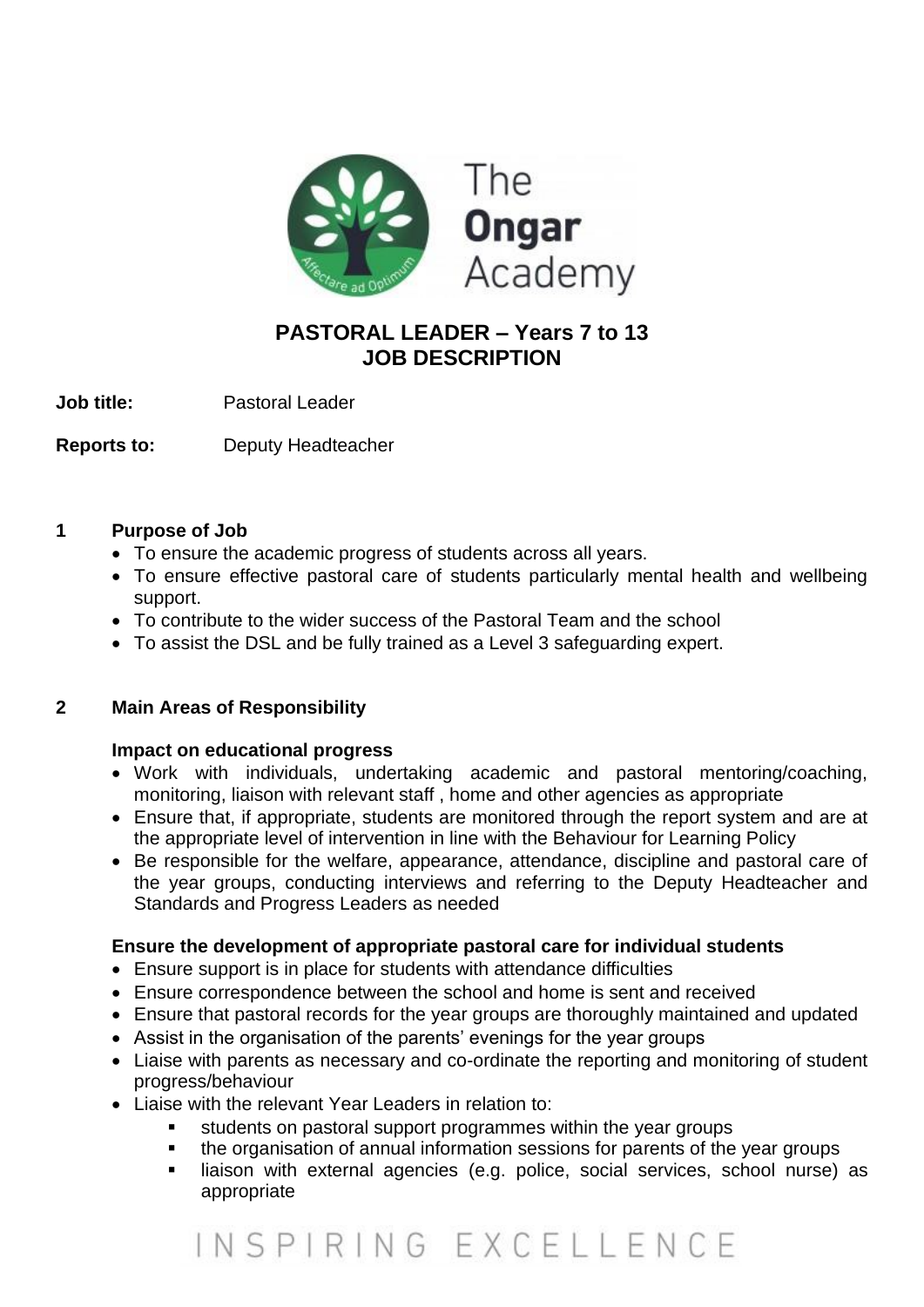# PASTORAL LEADER – Years 7 to 13
# JOB DESCRIPTION

**Job title:** Pastoral Leader

**Reports to:** Deputy Headteacher

## 1 Purpose of Job

- To ensure the academic progress of students across all years.
- To ensure effective pastoral care of students particularly mental health and wellbeing support.
- To contribute to the wider success of the Pastoral Team and the school
- To assist the DSL and be fully trained as a Level 3 safeguarding expert.

## 2 Main Areas of Responsibility

**Impact on educational progress**

- Work with individuals, undertaking academic and pastoral mentoring/coaching, monitoring, liaison with relevant staff , home and other agencies as appropriate
- Ensure that, if appropriate, students are monitored through the report system and are at the appropriate level of intervention in line with the Behaviour for Learning Policy
- Be responsible for the welfare, appearance, attendance, discipline and pastoral care of the year groups, conducting interviews and referring to the Deputy Headteacher and Standards and Progress Leaders as needed

**Ensure the development of appropriate pastoral care for individual students**

- Ensure support is in place for students with attendance difficulties
- Ensure correspondence between the school and home is sent and received
- Ensure that pastoral records for the year groups are thoroughly maintained and updated
- Assist in the organisation of the parents' evenings for the year groups
- Liaise with parents as necessary and co-ordinate the reporting and monitoring of student progress/behaviour
- Liaise with the relevant Year Leaders in relation to:
  - students on pastoral support programmes within the year groups
  - the organisation of annual information sessions for parents of the year groups
  - liaison with external agencies (e.g. police, social services, school nurse) as appropriate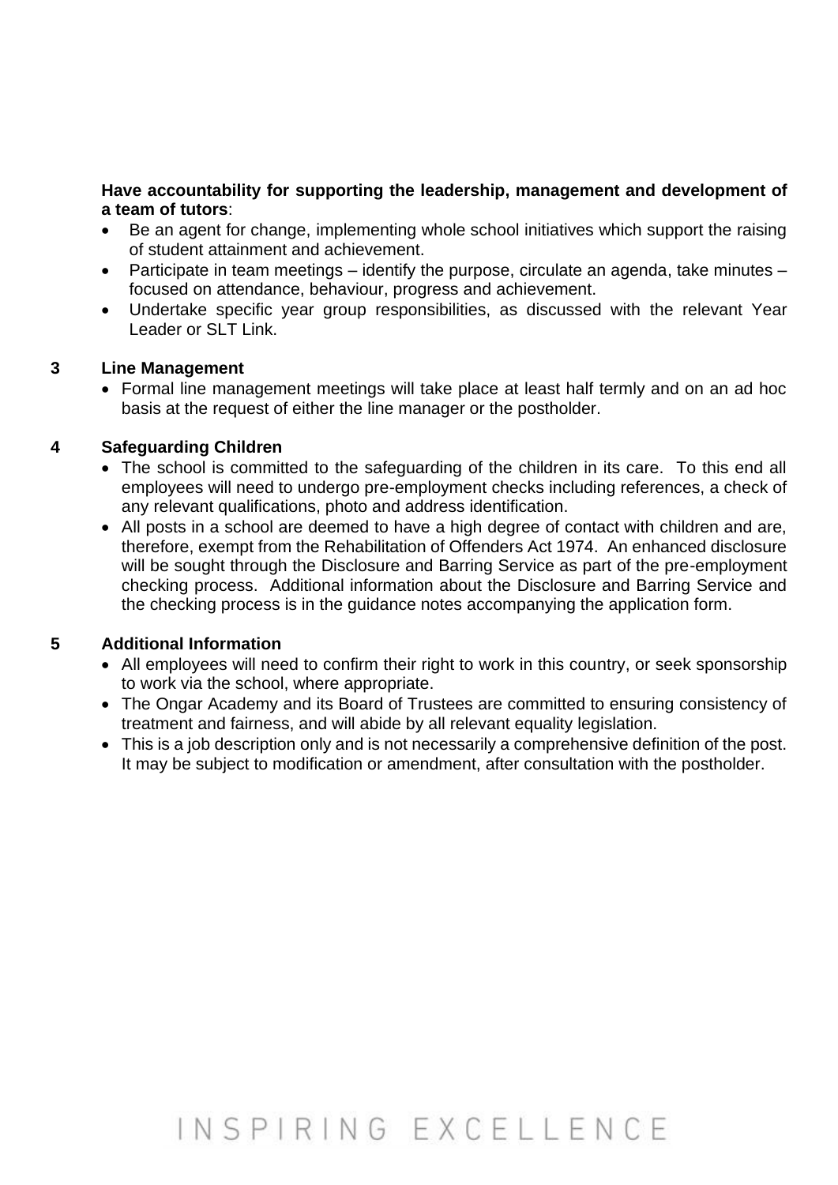**Have accountability for supporting the leadership, management and development of a team of tutors**:

- Be an agent for change, implementing whole school initiatives which support the raising of student attainment and achievement.
- Participate in team meetings – identify the purpose, circulate an agenda, take minutes – focused on attendance, behaviour, progress and achievement.
- Undertake specific year group responsibilities, as discussed with the relevant Year Leader or SLT Link.

## 3 Line Management

- Formal line management meetings will take place at least half termly and on an ad hoc basis at the request of either the line manager or the postholder.

## 4 Safeguarding Children

- The school is committed to the safeguarding of the children in its care. To this end all employees will need to undergo pre-employment checks including references, a check of any relevant qualifications, photo and address identification.
- All posts in a school are deemed to have a high degree of contact with children and are, therefore, exempt from the Rehabilitation of Offenders Act 1974. An enhanced disclosure will be sought through the Disclosure and Barring Service as part of the pre-employment checking process. Additional information about the Disclosure and Barring Service and the checking process is in the guidance notes accompanying the application form.

## 5 Additional Information

- All employees will need to confirm their right to work in this country, or seek sponsorship to work via the school, where appropriate.
- The Ongar Academy and its Board of Trustees are committed to ensuring consistency of treatment and fairness, and will abide by all relevant equality legislation.
- This is a job description only and is not necessarily a comprehensive definition of the post. It may be subject to modification or amendment, after consultation with the postholder.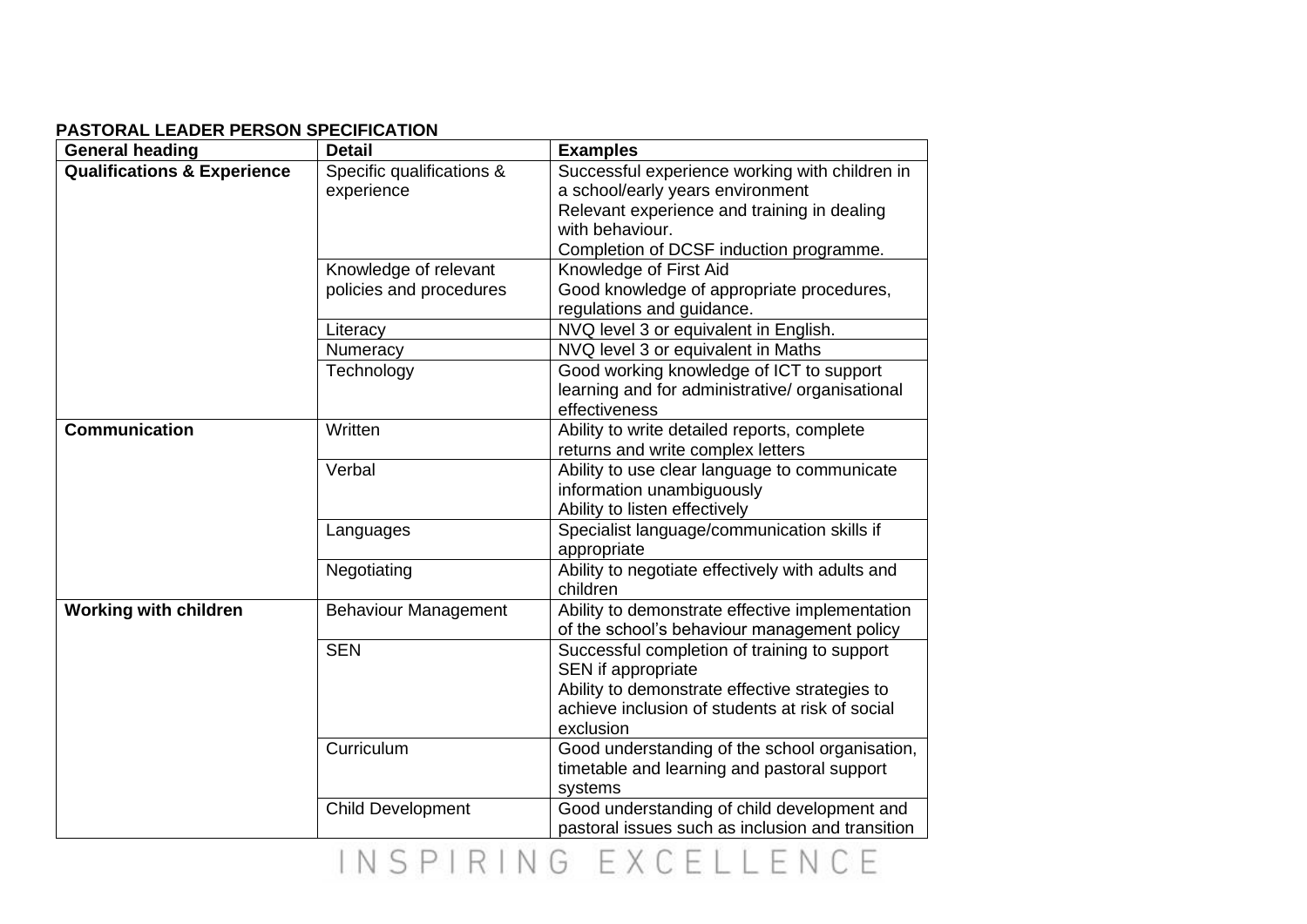**PASTORAL LEADER PERSON SPECIFICATION**

| General heading | Detail | Examples |
|---|---|---|
| **Qualifications & Experience** | Specific qualifications & experience | Successful experience working with children in a school/early years environment<br>Relevant experience and training in dealing with behaviour.<br>Completion of DCSF induction programme. |
| | Knowledge of relevant policies and procedures | Knowledge of First Aid<br>Good knowledge of appropriate procedures, regulations and guidance. |
| | Literacy | NVQ level 3 or equivalent in English. |
| | Numeracy | NVQ level 3 or equivalent in Maths |
| | Technology | Good working knowledge of ICT to support learning and for administrative/ organisational effectiveness |
| **Communication** | Written | Ability to write detailed reports, complete returns and write complex letters |
| | Verbal | Ability to use clear language to communicate information unambiguously<br>Ability to listen effectively |
| | Languages | Specialist language/communication skills if appropriate |
| | Negotiating | Ability to negotiate effectively with adults and children |
| **Working with children** | Behaviour Management | Ability to demonstrate effective implementation of the school's behaviour management policy |
| | SEN | Successful completion of training to support SEN if appropriate<br>Ability to demonstrate effective strategies to achieve inclusion of students at risk of social exclusion |
| | Curriculum | Good understanding of the school organisation, timetable and learning and pastoral support systems |
| | Child Development | Good understanding of child development and pastoral issues such as inclusion and transition |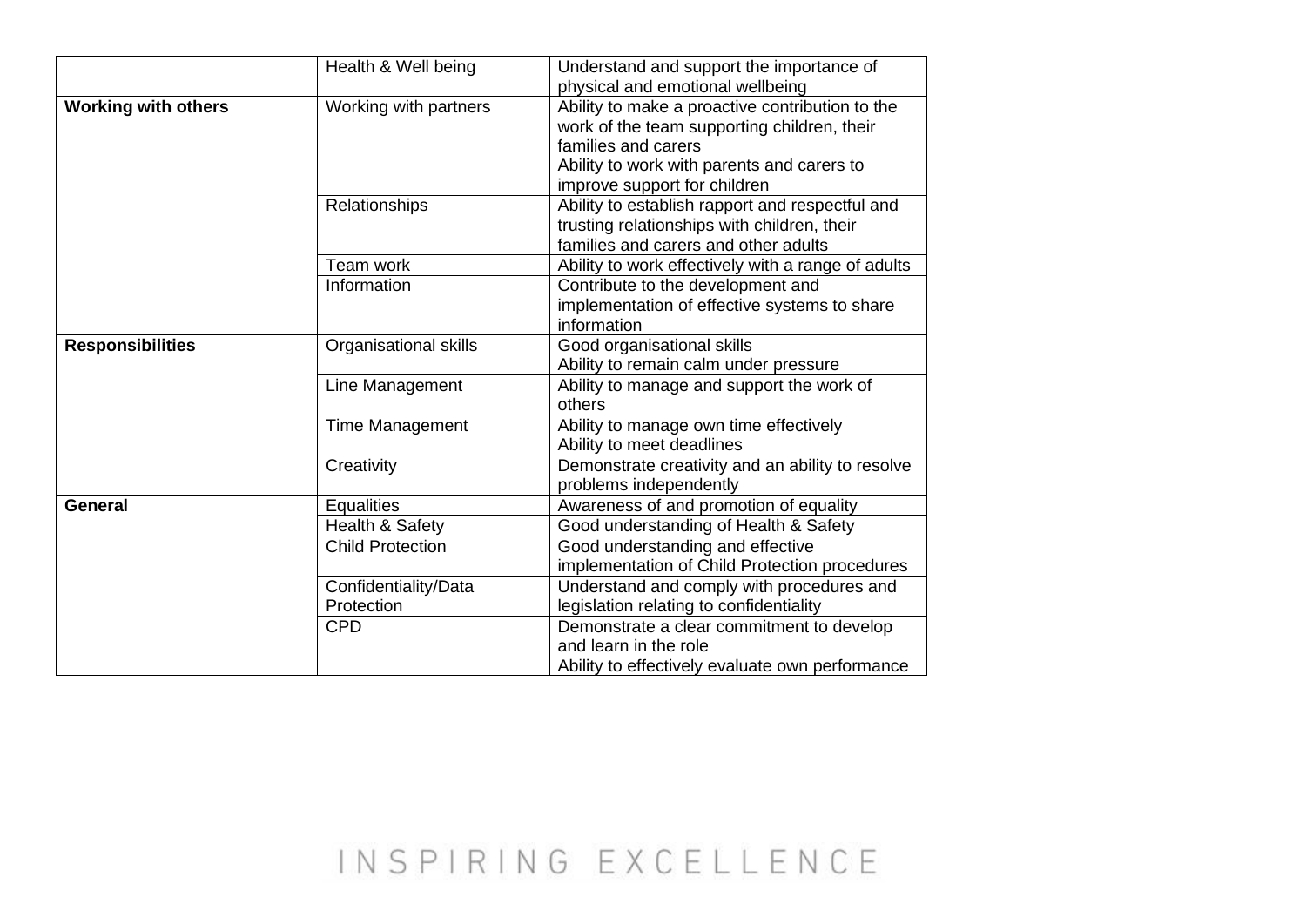| | | |
|---|---|---|
| | Health & Well being | Understand and support the importance of physical and emotional wellbeing |
| **Working with others** | Working with partners | Ability to make a proactive contribution to the work of the team supporting children, their families and carers<br>Ability to work with parents and carers to improve support for children |
| | Relationships | Ability to establish rapport and respectful and trusting relationships with children, their families and carers and other adults |
| | Team work | Ability to work effectively with a range of adults |
| | Information | Contribute to the development and implementation of effective systems to share information |
| **Responsibilities** | Organisational skills | Good organisational skills<br>Ability to remain calm under pressure |
| | Line Management | Ability to manage and support the work of others |
| | Time Management | Ability to manage own time effectively<br>Ability to meet deadlines |
| | Creativity | Demonstrate creativity and an ability to resolve problems independently |
| **General** | Equalities | Awareness of and promotion of equality |
| | Health & Safety | Good understanding of Health & Safety |
| | Child Protection | Good understanding and effective implementation of Child Protection procedures |
| | Confidentiality/Data Protection | Understand and comply with procedures and legislation relating to confidentiality |
| | CPD | Demonstrate a clear commitment to develop and learn in the role<br>Ability to effectively evaluate own performance |